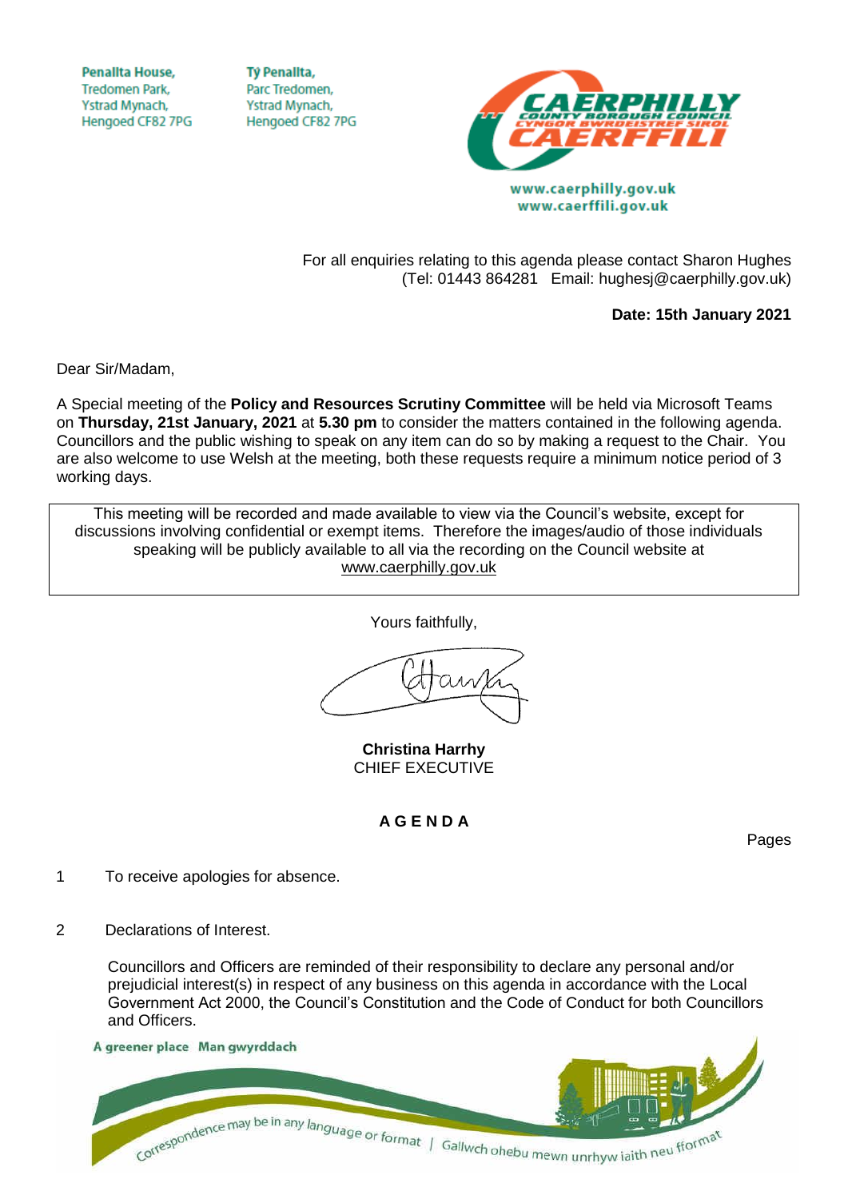Penallta House,
Tredomen Park,
Ystrad Mynach,
Hengoed CF82 7PG

Tŷ Penallta,
Parc Tredomen,
Ystrad Mynach,
Hengoed CF82 7PG

www.caerphilly.gov.uk
www.caerffili.gov.uk

For all enquiries relating to this agenda please contact Sharon Hughes
(Tel: 01443 864281 Email: hughesj@caerphilly.gov.uk)

**Date: 15th January 2021**

Dear Sir/Madam,

A Special meeting of the **Policy and Resources Scrutiny Committee** will be held via Microsoft Teams on **Thursday, 21st January, 2021** at **5.30 pm** to consider the matters contained in the following agenda. Councillors and the public wishing to speak on any item can do so by making a request to the Chair. You are also welcome to use Welsh at the meeting, both these requests require a minimum notice period of 3 working days.

> This meeting will be recorded and made available to view via the Council's website, except for discussions involving confidential or exempt items. Therefore the images/audio of those individuals speaking will be publicly available to all via the recording on the Council website at www.caerphilly.gov.uk

Yours faithfully,

**Christina Harrhy**
CHIEF EXECUTIVE

**A G E N D A**

Pages

1 To receive apologies for absence.

2 Declarations of Interest.

Councillors and Officers are reminded of their responsibility to declare any personal and/or prejudicial interest(s) in respect of any business on this agenda in accordance with the Local Government Act 2000, the Council's Constitution and the Code of Conduct for both Councillors and Officers.

A greener place Man gwyrddach

Correspondence may be in any language or format | Gallwch ohebu mewn unrhyw iaith neu fformat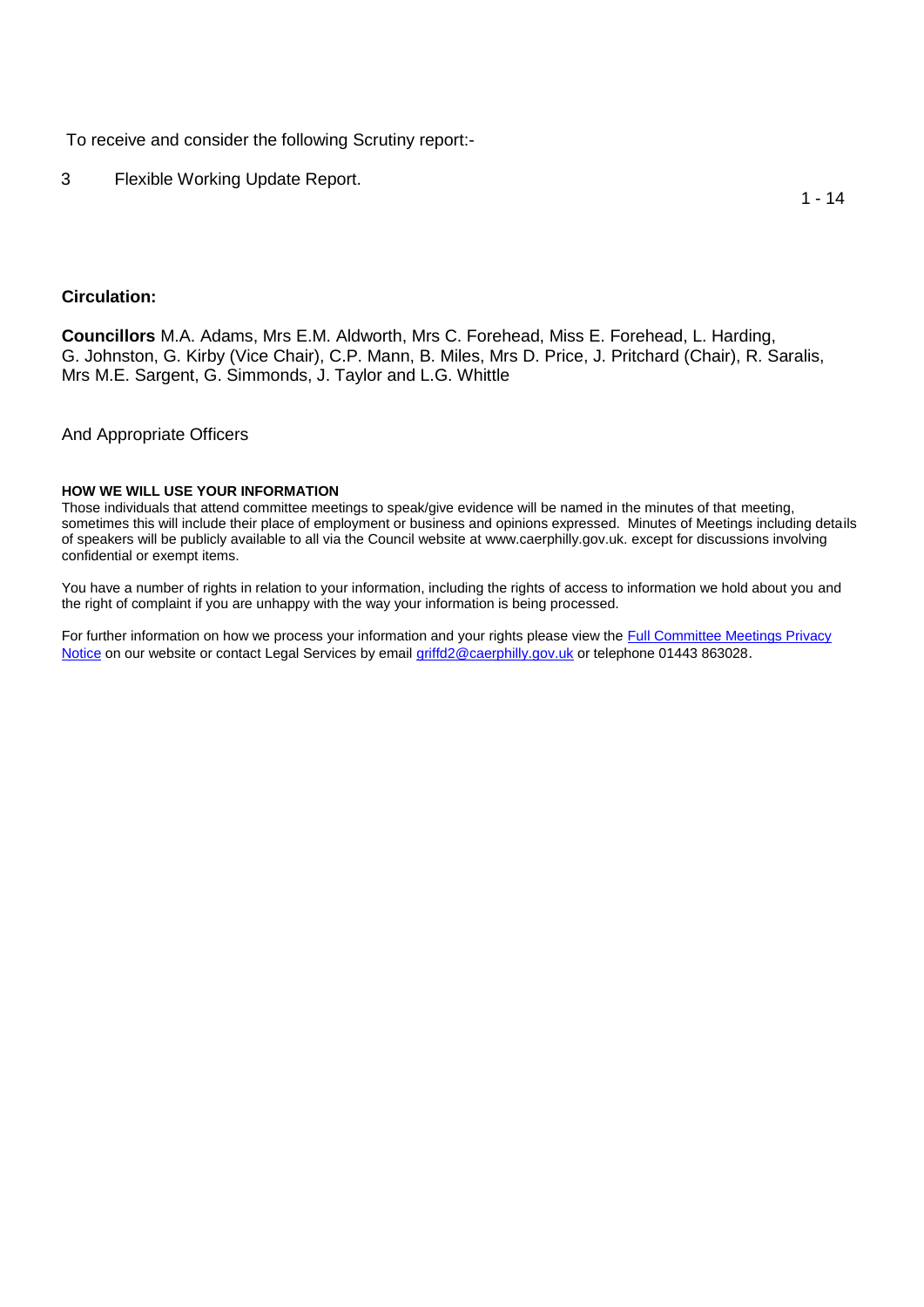To receive and consider the following Scrutiny report:-

3 Flexible Working Update Report. 1 - 14

**Circulation:**

**Councillors** M.A. Adams, Mrs E.M. Aldworth, Mrs C. Forehead, Miss E. Forehead, L. Harding, G. Johnston, G. Kirby (Vice Chair), C.P. Mann, B. Miles, Mrs D. Price, J. Pritchard (Chair), R. Saralis, Mrs M.E. Sargent, G. Simmonds, J. Taylor and L.G. Whittle

And Appropriate Officers

**HOW WE WILL USE YOUR INFORMATION**

Those individuals that attend committee meetings to speak/give evidence will be named in the minutes of that meeting, sometimes this will include their place of employment or business and opinions expressed. Minutes of Meetings including details of speakers will be publicly available to all via the Council website at www.caerphilly.gov.uk. except for discussions involving confidential or exempt items.

You have a number of rights in relation to your information, including the rights of access to information we hold about you and the right of complaint if you are unhappy with the way your information is being processed.

For further information on how we process your information and your rights please view the Full Committee Meetings Privacy Notice on our website or contact Legal Services by email griffd2@caerphilly.gov.uk or telephone 01443 863028.